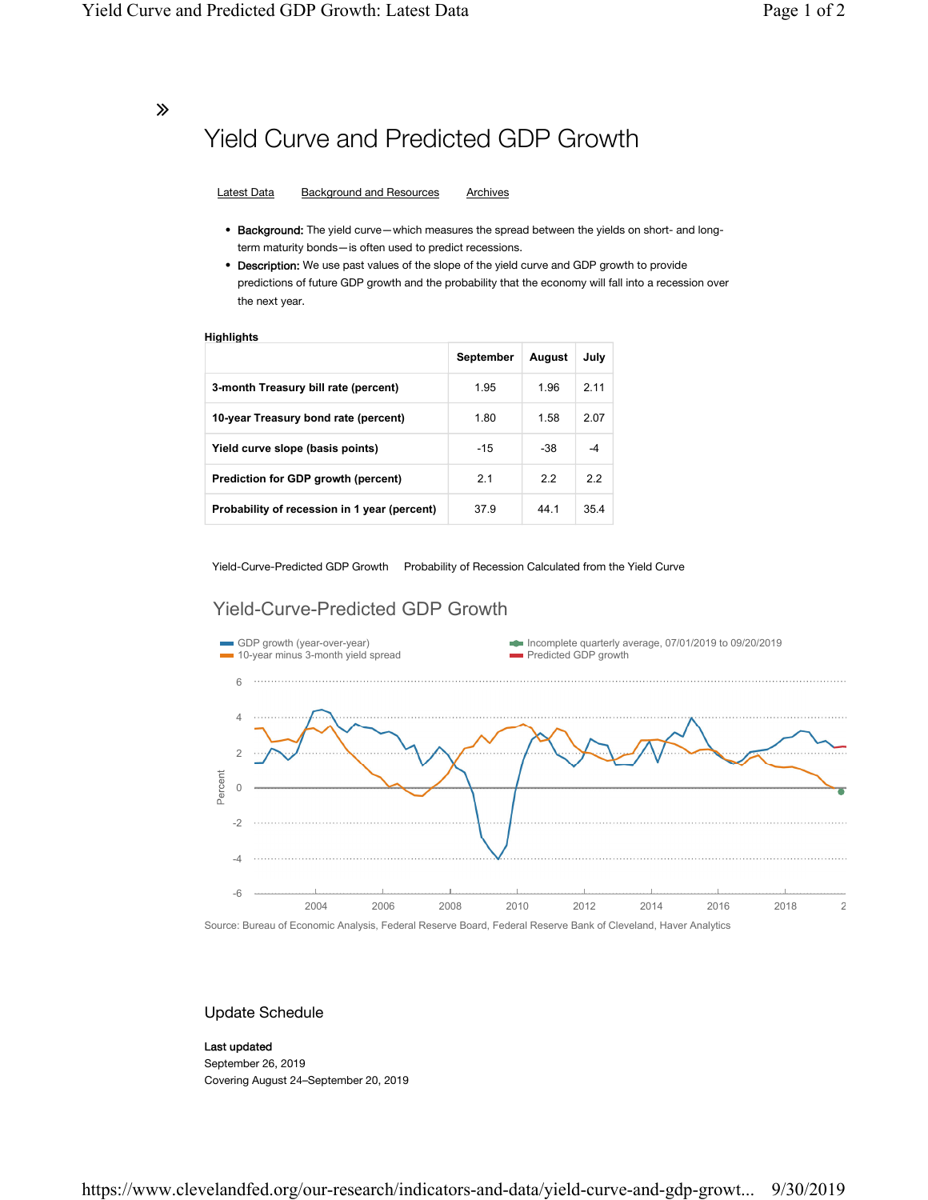# Yield Curve and Predicted GDP Growth

Latest Data    Background and Resources    Archives

- **Background:** The yield curve—which measures the spread between the yields on short- and long-term maturity bonds—is often used to predict recessions.
- **Description:** We use past values of the slope of the yield curve and GDP growth to provide predictions of future GDP growth and the probability that the economy will fall into a recession over the next year.

**Highlights**

| | September | August | July |
|---|---|---|---|
| **3-month Treasury bill rate (percent)** | 1.95 | 1.96 | 2.11 |
| **10-year Treasury bond rate (percent)** | 1.80 | 1.58 | 2.07 |
| **Yield curve slope (basis points)** | -15 | -38 | -4 |
| **Prediction for GDP growth (percent)** | 2.1 | 2.2 | 2.2 |
| **Probability of recession in 1 year (percent)** | 37.9 | 44.1 | 35.4 |

Yield-Curve-Predicted GDP Growth    Probability of Recession Calculated from the Yield Curve

## Yield-Curve-Predicted GDP Growth

GDP growth (year-over-year)
10-year minus 3-month yield spread
Incomplete quarterly average, 07/01/2019 to 09/20/2019
Predicted GDP growth

Source: Bureau of Economic Analysis, Federal Reserve Board, Federal Reserve Bank of Cleveland, Haver Analytics

## Update Schedule

**Last updated**
September 26, 2019
Covering August 24–September 20, 2019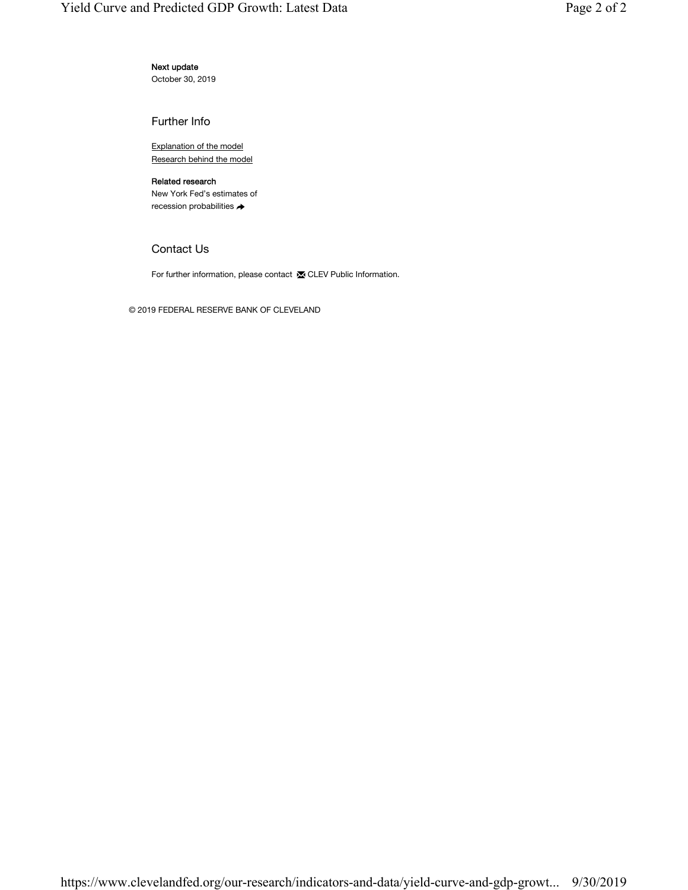**Next update**
October 30, 2019

## Further Info

Explanation of the model
Research behind the model

**Related research**
New York Fed's estimates of recession probabilities

## Contact Us

For further information, please contact CLEV Public Information.

© 2019 FEDERAL RESERVE BANK OF CLEVELAND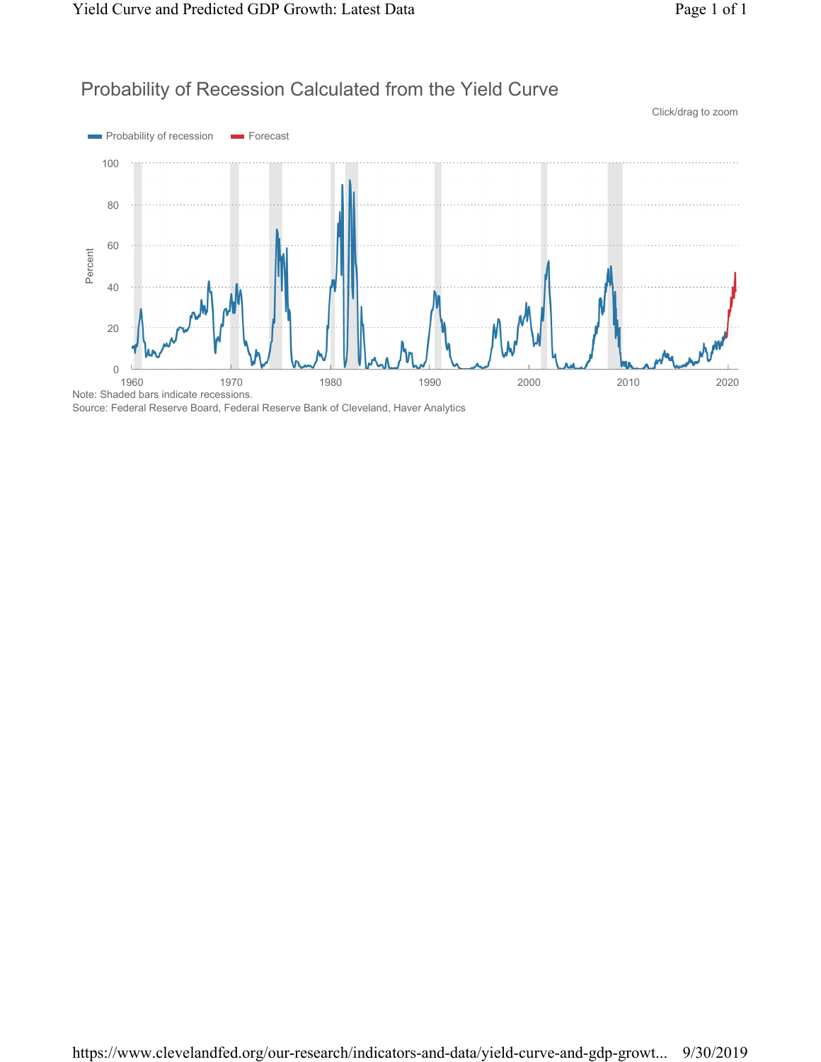## Probability of Recession Calculated from the Yield Curve

Note: Shaded bars indicate recessions.
Source: Federal Reserve Board, Federal Reserve Bank of Cleveland, Haver Analytics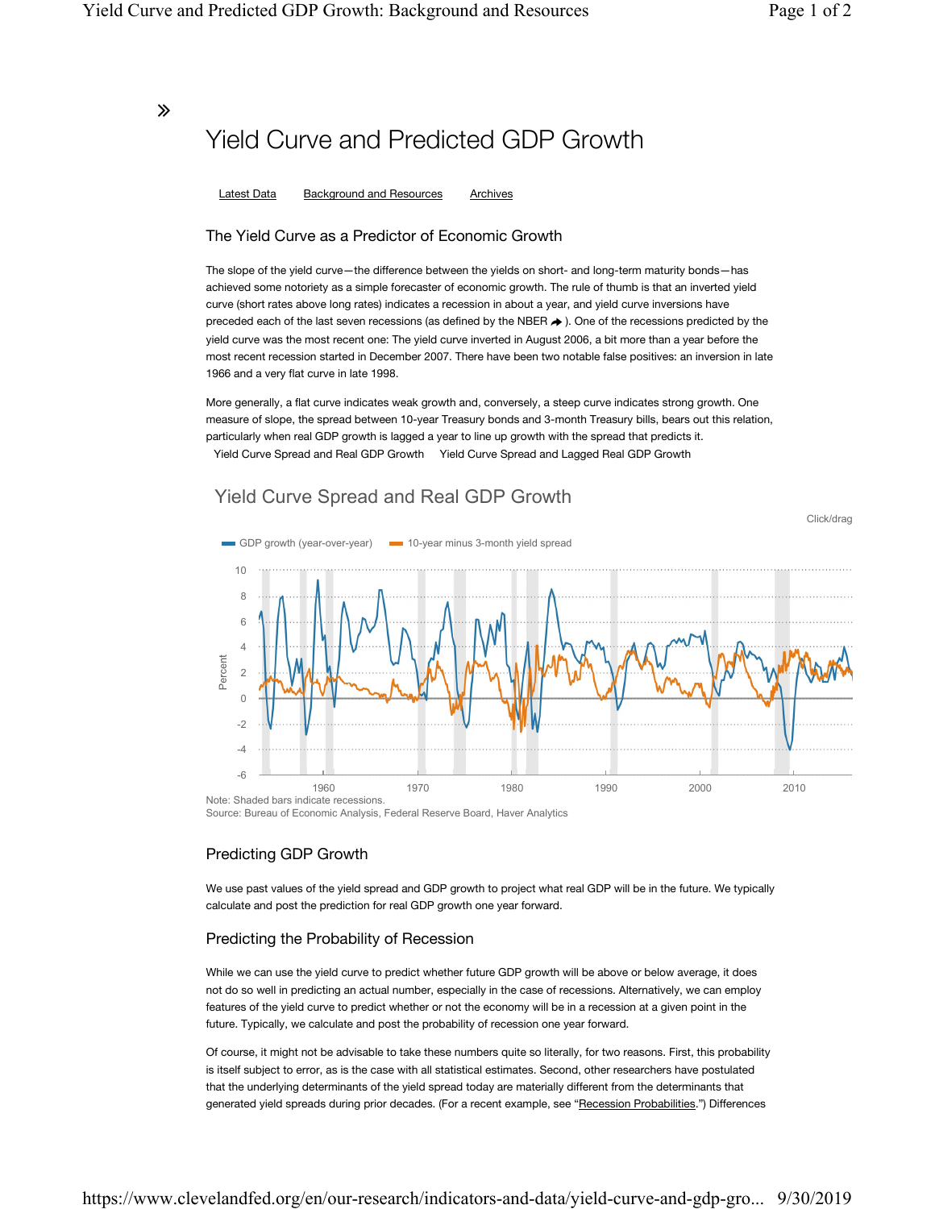»

# Yield Curve and Predicted GDP Growth

Latest Data    Background and Resources    Archives

## The Yield Curve as a Predictor of Economic Growth

The slope of the yield curve—the difference between the yields on short- and long-term maturity bonds—has achieved some notoriety as a simple forecaster of economic growth. The rule of thumb is that an inverted yield curve (short rates above long rates) indicates a recession in about a year, and yield curve inversions have preceded each of the last seven recessions (as defined by the NBER ➔ ). One of the recessions predicted by the yield curve was the most recent one: The yield curve inverted in August 2006, a bit more than a year before the most recent recession started in December 2007. There have been two notable false positives: an inversion in late 1966 and a very flat curve in late 1998.

More generally, a flat curve indicates weak growth and, conversely, a steep curve indicates strong growth. One measure of slope, the spread between 10-year Treasury bonds and 3-month Treasury bills, bears out this relation, particularly when real GDP growth is lagged a year to line up growth with the spread that predicts it.

Yield Curve Spread and Real GDP Growth    Yield Curve Spread and Lagged Real GDP Growth

### Yield Curve Spread and Real GDP Growth

Click/drag

GDP growth (year-over-year)    10-year minus 3-month yield spread

Note: Shaded bars indicate recessions.
Source: Bureau of Economic Analysis, Federal Reserve Board, Haver Analytics

## Predicting GDP Growth

We use past values of the yield spread and GDP growth to project what real GDP will be in the future. We typically calculate and post the prediction for real GDP growth one year forward.

## Predicting the Probability of Recession

While we can use the yield curve to predict whether future GDP growth will be above or below average, it does not do so well in predicting an actual number, especially in the case of recessions. Alternatively, we can employ features of the yield curve to predict whether or not the economy will be in a recession at a given point in the future. Typically, we calculate and post the probability of recession one year forward.

Of course, it might not be advisable to take these numbers quite so literally, for two reasons. First, this probability is itself subject to error, as is the case with all statistical estimates. Second, other researchers have postulated that the underlying determinants of the yield spread today are materially different from the determinants that generated yield spreads during prior decades. (For a recent example, see "Recession Probabilities.") Differences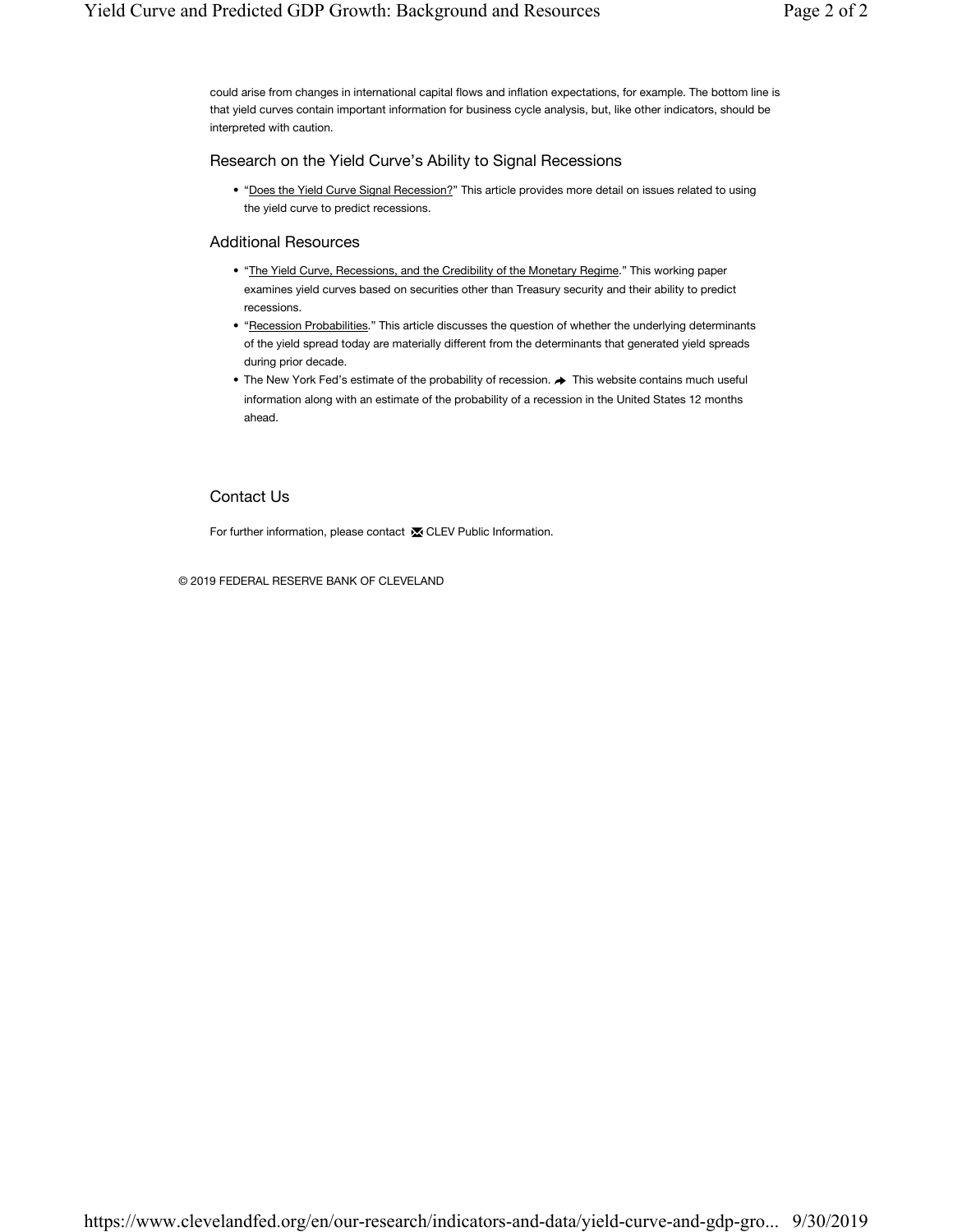could arise from changes in international capital flows and inflation expectations, for example. The bottom line is that yield curves contain important information for business cycle analysis, but, like other indicators, should be interpreted with caution.

## Research on the Yield Curve's Ability to Signal Recessions

- "Does the Yield Curve Signal Recession?" This article provides more detail on issues related to using the yield curve to predict recessions.

## Additional Resources

- "The Yield Curve, Recessions, and the Credibility of the Monetary Regime." This working paper examines yield curves based on securities other than Treasury security and their ability to predict recessions.
- "Recession Probabilities." This article discusses the question of whether the underlying determinants of the yield spread today are materially different from the determinants that generated yield spreads during prior decade.
- The New York Fed's estimate of the probability of recession. This website contains much useful information along with an estimate of the probability of a recession in the United States 12 months ahead.

## Contact Us

For further information, please contact CLEV Public Information.

© 2019 FEDERAL RESERVE BANK OF CLEVELAND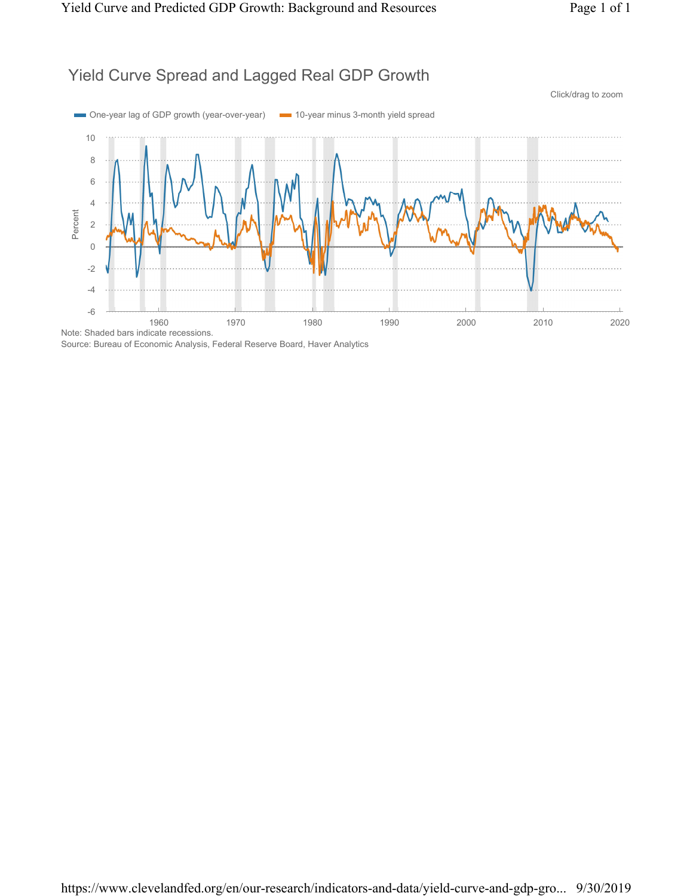## Yield Curve Spread and Lagged Real GDP Growth

Click/drag to zoom

One-year lag of GDP growth (year-over-year)
10-year minus 3-month yield spread

Percent

10
8
6
4
2
0
-2
-4
-6

1960
1970
1980
1990
2000
2010
2020

Note: Shaded bars indicate recessions.
Source: Bureau of Economic Analysis, Federal Reserve Board, Haver Analytics